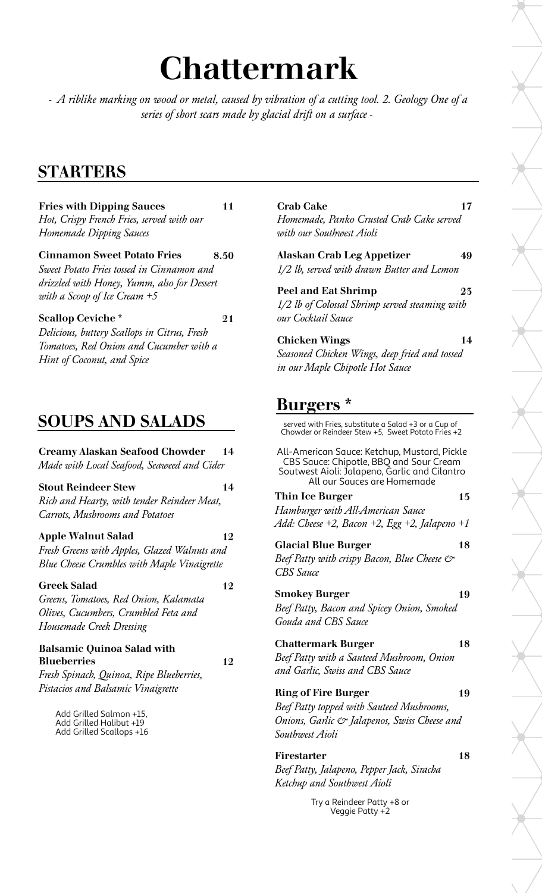# Chattermark

*- A riblike marking on wood or metal, caused by vibration of a cutting tool. 2. Geology One of a series of short scars made by glacial drift on a surface -*

## STARTERS

**Fries with Dipping Sauces** **11**
*Hot, Crispy French Fries, served with our Homemade Dipping Sauces*

**Cinnamon Sweet Potato Fries** **8.50**
*Sweet Potato Fries tossed in Cinnamon and drizzled with Honey, Yumm, also for Dessert with a Scoop of Ice Cream +5*

**Scallop Ceviche *** **21**
*Delicious, buttery Scallops in Citrus, Fresh Tomatoes, Red Onion and Cucumber with a Hint of Coconut, and Spice*

**Crab Cake** **17**
*Homemade, Panko Crusted Crab Cake served with our Southwest Aioli*

**Alaskan Crab Leg Appetizer** **49**
*1/2 lb, served with drawn Butter and Lemon*

**Peel and Eat Shrimp** **23**
*1/2 lb of Colossal Shrimp served steaming with our Cocktail Sauce*

**Chicken Wings** **14**
*Seasoned Chicken Wings, deep fried and tossed in our Maple Chipotle Hot Sauce*

## SOUPS AND SALADS

**Creamy Alaskan Seafood Chowder** **14**
*Made with Local Seafood, Seaweed and Cider*

**Stout Reindeer Stew** **14**
*Rich and Hearty, with tender Reindeer Meat, Carrots, Mushrooms and Potatoes*

**Apple Walnut Salad** **12**
*Fresh Greens with Apples, Glazed Walnuts and Blue Cheese Crumbles with Maple Vinaigrette*

**Greek Salad** **12**
*Greens, Tomatoes, Red Onion, Kalamata Olives, Cucumbers, Crumbled Feta and Housemade Creek Dressing*

**Balsamic Quinoa Salad with Blueberries** **12**
*Fresh Spinach, Quinoa, Ripe Blueberries, Pistacios and Balsamic Vinaigrette*

Add Grilled Salmon +15,
Add Grilled Halibut +19
Add Grilled Scallops +16

## Burgers *

served with Fries, substitute a Salad +3 or a Cup of Chowder or Reindeer Stew +5, Sweet Potato Fries +2

All-American Sauce: Ketchup, Mustard, Pickle
CBS Sauce: Chipotle, BBQ and Sour Cream
Soutwest Aioli: Jalapeno, Garlic and Cilantro
All our Sauces are Homemade

**Thin Ice Burger** **15**
*Hamburger with All-American Sauce*
*Add: Cheese +2, Bacon +2, Egg +2, Jalapeno +1*

**Glacial Blue Burger** **18**
*Beef Patty with crispy Bacon, Blue Cheese & CBS Sauce*

**Smokey Burger** **19**
*Beef Patty, Bacon and Spicey Onion, Smoked Gouda and CBS Sauce*

**Chattermark Burger** **18**
*Beef Patty with a Sauteed Mushroom, Onion and Garlic, Swiss and CBS Sauce*

**Ring of Fire Burger** **19**
*Beef Patty topped with Sauteed Mushrooms, Onions, Garlic & Jalapenos, Swiss Cheese and Southwest Aioli*

**Firestarter** **18**
*Beef Patty, Jalapeno, Pepper Jack, Siracha Ketchup and Southwest Aioli*

Try a Reindeer Patty +8 or
Veggie Patty +2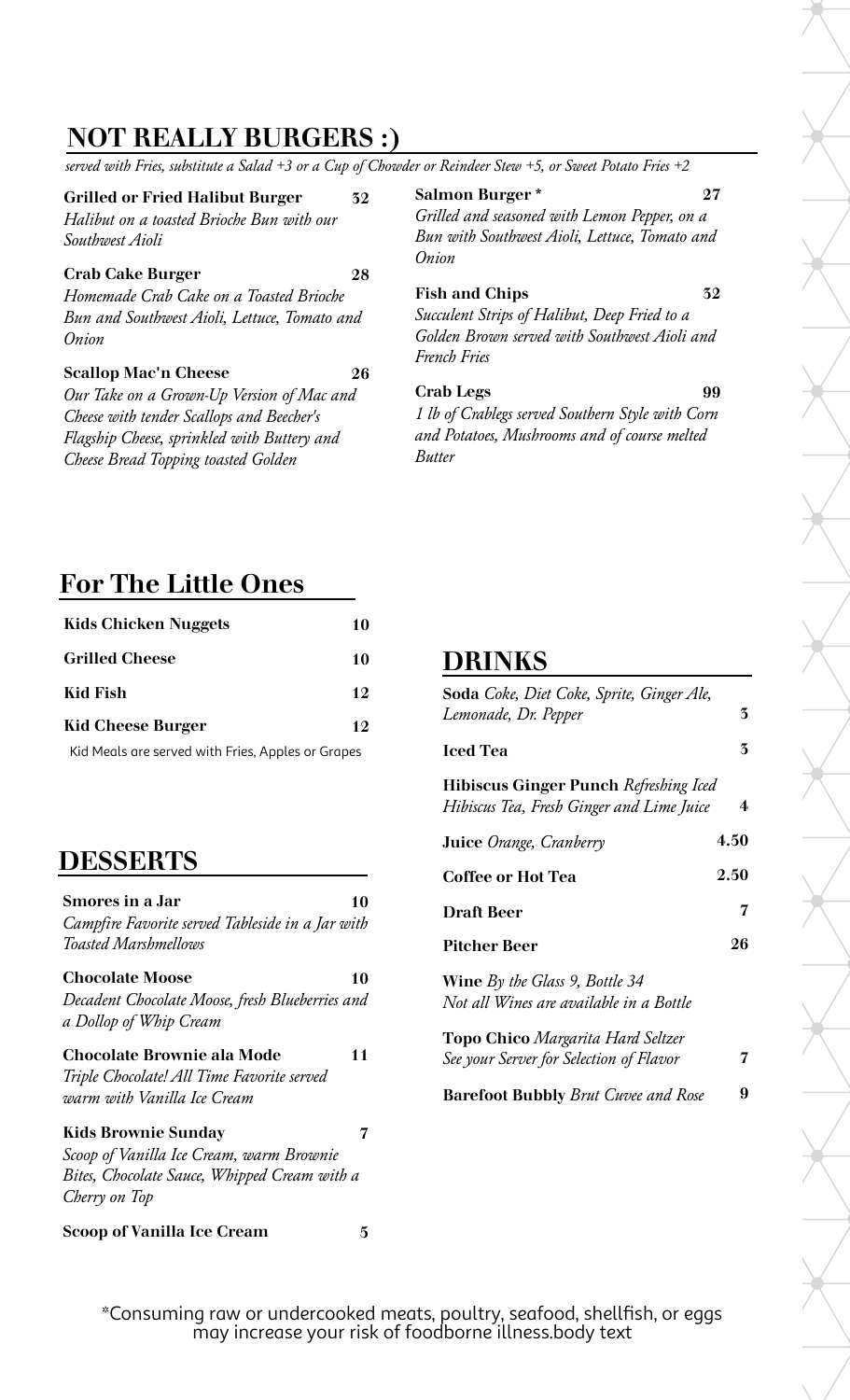## NOT REALLY BURGERS :)

*served with Fries, substitute a Salad +3 or a Cup of Chowder or Reindeer Stew +5, or Sweet Potato Fries +2*

**Grilled or Fried Halibut Burger** 32
*Halibut on a toasted Brioche Bun with our Southwest Aioli*

**Crab Cake Burger** 28
*Homemade Crab Cake on a Toasted Brioche Bun and Southwest Aioli, Lettuce, Tomato and Onion*

**Scallop Mac'n Cheese** 26
*Our Take on a Grown-Up Version of Mac and Cheese with tender Scallops and Beecher's Flagship Cheese, sprinkled with Buttery and Cheese Bread Topping toasted Golden*

**Salmon Burger *** 27
*Grilled and seasoned with Lemon Pepper, on a Bun with Southwest Aioli, Lettuce, Tomato and Onion*

**Fish and Chips** 32
*Succulent Strips of Halibut, Deep Fried to a Golden Brown served with Southwest Aioli and French Fries*

**Crab Legs** 99
*1 lb of Crablegs served Southern Style with Corn and Potatoes, Mushrooms and of course melted Butter*

## For The Little Ones

| | |
|---|---|
| **Kids Chicken Nuggets** | 10 |
| **Grilled Cheese** | 10 |
| **Kid Fish** | 12 |
| **Kid Cheese Burger** | 12 |

Kid Meals are served with Fries, Apples or Grapes

## DESSERTS

**Smores in a Jar** 10
*Campfire Favorite served Tableside in a Jar with Toasted Marshmellows*

**Chocolate Moose** 10
*Decadent Chocolate Moose, fresh Blueberries and a Dollop of Whip Cream*

**Chocolate Brownie ala Mode** 11
*Triple Chocolate! All Time Favorite served warm with Vanilla Ice Cream*

**Kids Brownie Sunday** 7
*Scoop of Vanilla Ice Cream, warm Brownie Bites, Chocolate Sauce, Whipped Cream with a Cherry on Top*

**Scoop of Vanilla Ice Cream** 5

## DRINKS

| | |
|---|---|
| **Soda** *Coke, Diet Coke, Sprite, Ginger Ale, Lemonade, Dr. Pepper* | 3 |
| **Iced Tea** | 3 |
| **Hibiscus Ginger Punch** *Refreshing Iced Hibiscus Tea, Fresh Ginger and Lime Juice* | 4 |
| **Juice** *Orange, Cranberry* | 4.50 |
| **Coffee or Hot Tea** | 2.50 |
| **Draft Beer** | 7 |
| **Pitcher Beer** | 26 |
| **Wine** *By the Glass 9, Bottle 34 Not all Wines are available in a Bottle* | |
| **Topo Chico** *Margarita Hard Seltzer See your Server for Selection of Flavor* | 7 |
| **Barefoot Bubbly** *Brut Cuvee and Rose* | 9 |

*Consuming raw or undercooked meats, poultry, seafood, shellfish, or eggs may increase your risk of foodborne illness.body text